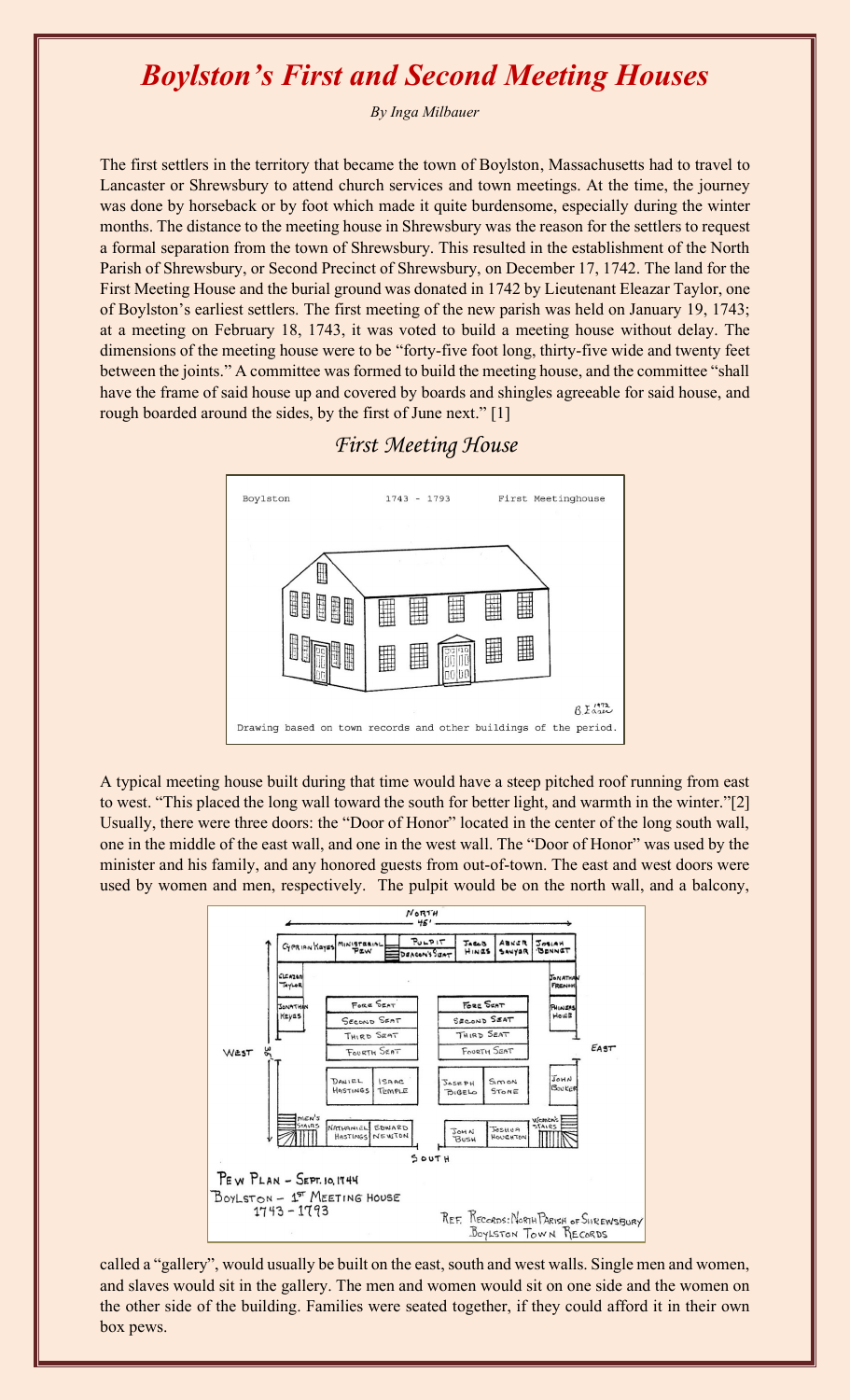# *Boylston's First and Second Meeting Houses*

*By Inga Milbauer*

The first settlers in the territory that became the town of Boylston, Massachusetts had to travel to Lancaster or Shrewsbury to attend church services and town meetings. At the time, the journey was done by horseback or by foot which made it quite burdensome, especially during the winter months. The distance to the meeting house in Shrewsbury was the reason for the settlers to request a formal separation from the town of Shrewsbury. This resulted in the establishment of the North Parish of Shrewsbury, or Second Precinct of Shrewsbury, on December 17, 1742. The land for the First Meeting House and the burial ground was donated in 1742 by Lieutenant Eleazar Taylor, one of Boylston's earliest settlers. The first meeting of the new parish was held on January 19, 1743; at a meeting on February 18, 1743, it was voted to build a meeting house without delay. The dimensions of the meeting house were to be "forty-five foot long, thirty-five wide and twenty feet between the joints." A committee was formed to build the meeting house, and the committee "shall have the frame of said house up and covered by boards and shingles agreeable for said house, and rough boarded around the sides, by the first of June next." [1]

## *First Meeting House*

Boylston 1743 - 1793 First Meetinghouse

Drawing based on town records and other buildings of the period.

A typical meeting house built during that time would have a steep pitched roof running from east to west. "This placed the long wall toward the south for better light, and warmth in the winter."[2] Usually, there were three doors: the "Door of Honor" located in the center of the long south wall, one in the middle of the east wall, and one in the west wall. The "Door of Honor" was used by the minister and his family, and any honored guests from out-of-town. The east and west doors were used by women and men, respectively. The pulpit would be on the north wall, and a balcony, called a "gallery", would usually be built on the east, south and west walls. Single men and women, and slaves would sit in the gallery. The men and women would sit on one side and the women on the other side of the building. Families were seated together, if they could afford it in their own box pews.

PEW PLAN – SEPT. 10, 1744
BOYLSTON – 1ST MEETING HOUSE
1743 – 1793

REF. RECORDS: NORTH PARISH OF SHREWSBURY, BOYLSTON TOWN RECORDS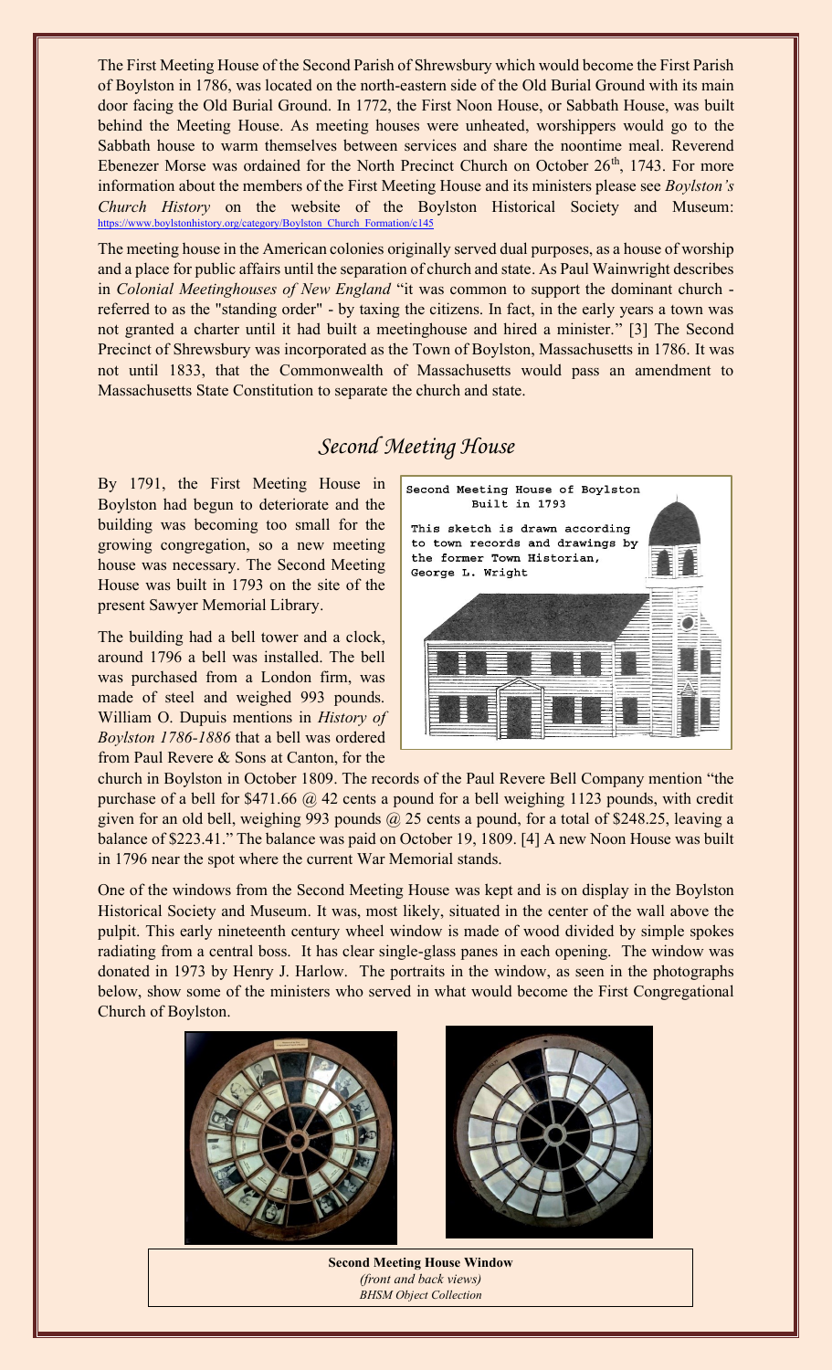The First Meeting House of the Second Parish of Shrewsbury which would become the First Parish of Boylston in 1786, was located on the north-eastern side of the Old Burial Ground with its main door facing the Old Burial Ground. In 1772, the First Noon House, or Sabbath House, was built behind the Meeting House. As meeting houses were unheated, worshippers would go to the Sabbath house to warm themselves between services and share the noontime meal. Reverend Ebenezer Morse was ordained for the North Precinct Church on October 26th, 1743. For more information about the members of the First Meeting House and its ministers please see *Boylston's Church History* on the website of the Boylston Historical Society and Museum: https://www.boylstonhistory.org/category/Boylston_Church_Formation/c145

The meeting house in the American colonies originally served dual purposes, as a house of worship and a place for public affairs until the separation of church and state. As Paul Wainwright describes in *Colonial Meetinghouses of New England* "it was common to support the dominant church - referred to as the "standing order" - by taxing the citizens. In fact, in the early years a town was not granted a charter until it had built a meetinghouse and hired a minister." [3] The Second Precinct of Shrewsbury was incorporated as the Town of Boylston, Massachusetts in 1786. It was not until 1833, that the Commonwealth of Massachusetts would pass an amendment to Massachusetts State Constitution to separate the church and state.

## *Second Meeting House*

By 1791, the First Meeting House in Boylston had begun to deteriorate and the building was becoming too small for the growing congregation, so a new meeting house was necessary. The Second Meeting House was built in 1793 on the site of the present Sawyer Memorial Library.

Second Meeting House of Boylston
Built in 1793

This sketch is drawn according to town records and drawings by the former Town Historian, George L. Wright

The building had a bell tower and a clock, around 1796 a bell was installed. The bell was purchased from a London firm, was made of steel and weighed 993 pounds. William O. Dupuis mentions in *History of Boylston 1786-1886* that a bell was ordered from Paul Revere & Sons at Canton, for the church in Boylston in October 1809. The records of the Paul Revere Bell Company mention "the purchase of a bell for $471.66 @ 42 cents a pound for a bell weighing 1123 pounds, with credit given for an old bell, weighing 993 pounds @ 25 cents a pound, for a total of $248.25, leaving a balance of $223.41." The balance was paid on October 19, 1809. [4] A new Noon House was built in 1796 near the spot where the current War Memorial stands.

One of the windows from the Second Meeting House was kept and is on display in the Boylston Historical Society and Museum. It was, most likely, situated in the center of the wall above the pulpit. This early nineteenth century wheel window is made of wood divided by simple spokes radiating from a central boss. It has clear single-glass panes in each opening. The window was donated in 1973 by Henry J. Harlow. The portraits in the window, as seen in the photographs below, show some of the ministers who served in what would become the First Congregational Church of Boylston.

**Second Meeting House Window**
*(front and back views)*
*BHSM Object Collection*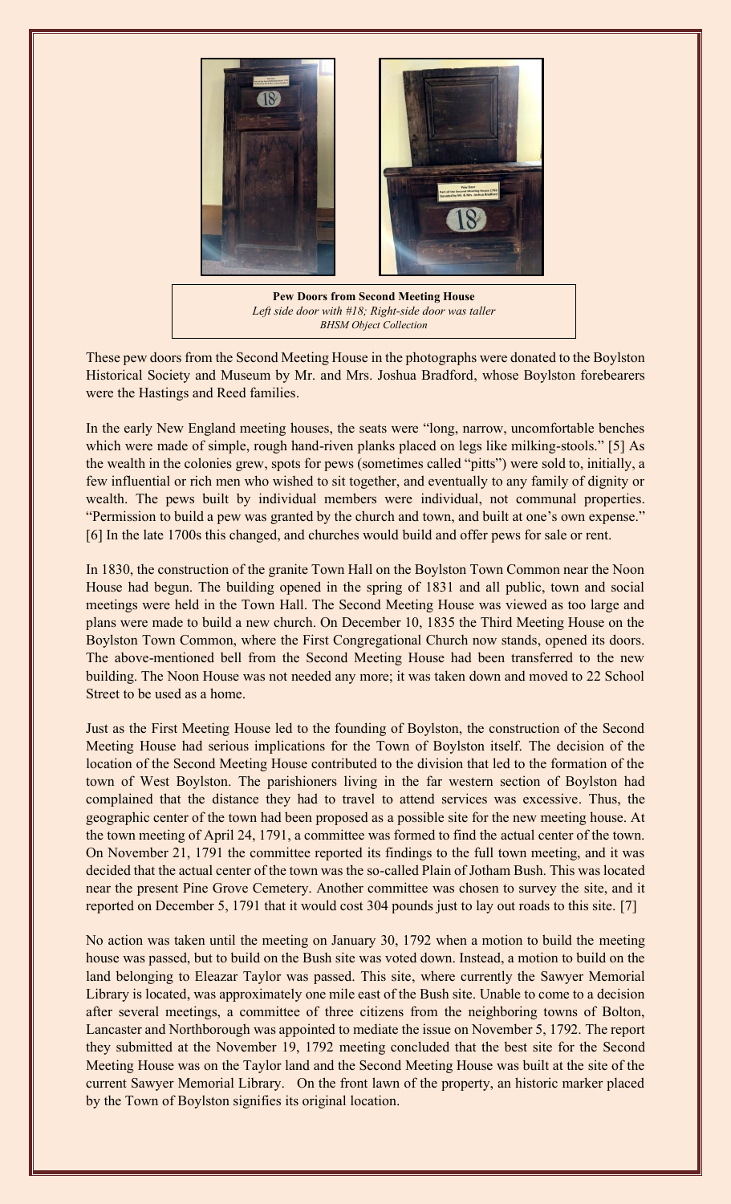**Pew Doors from Second Meeting House**
*Left side door with #18; Right-side door was taller*
*BHSM Object Collection*

These pew doors from the Second Meeting House in the photographs were donated to the Boylston Historical Society and Museum by Mr. and Mrs. Joshua Bradford, whose Boylston forebearers were the Hastings and Reed families.

In the early New England meeting houses, the seats were "long, narrow, uncomfortable benches which were made of simple, rough hand-riven planks placed on legs like milking-stools." [5] As the wealth in the colonies grew, spots for pews (sometimes called "pitts") were sold to, initially, a few influential or rich men who wished to sit together, and eventually to any family of dignity or wealth. The pews built by individual members were individual, not communal properties. "Permission to build a pew was granted by the church and town, and built at one's own expense." [6] In the late 1700s this changed, and churches would build and offer pews for sale or rent.

In 1830, the construction of the granite Town Hall on the Boylston Town Common near the Noon House had begun. The building opened in the spring of 1831 and all public, town and social meetings were held in the Town Hall. The Second Meeting House was viewed as too large and plans were made to build a new church. On December 10, 1835 the Third Meeting House on the Boylston Town Common, where the First Congregational Church now stands, opened its doors. The above-mentioned bell from the Second Meeting House had been transferred to the new building. The Noon House was not needed any more; it was taken down and moved to 22 School Street to be used as a home.

Just as the First Meeting House led to the founding of Boylston, the construction of the Second Meeting House had serious implications for the Town of Boylston itself. The decision of the location of the Second Meeting House contributed to the division that led to the formation of the town of West Boylston. The parishioners living in the far western section of Boylston had complained that the distance they had to travel to attend services was excessive. Thus, the geographic center of the town had been proposed as a possible site for the new meeting house. At the town meeting of April 24, 1791, a committee was formed to find the actual center of the town. On November 21, 1791 the committee reported its findings to the full town meeting, and it was decided that the actual center of the town was the so-called Plain of Jotham Bush. This was located near the present Pine Grove Cemetery. Another committee was chosen to survey the site, and it reported on December 5, 1791 that it would cost 304 pounds just to lay out roads to this site. [7]

No action was taken until the meeting on January 30, 1792 when a motion to build the meeting house was passed, but to build on the Bush site was voted down. Instead, a motion to build on the land belonging to Eleazar Taylor was passed. This site, where currently the Sawyer Memorial Library is located, was approximately one mile east of the Bush site. Unable to come to a decision after several meetings, a committee of three citizens from the neighboring towns of Bolton, Lancaster and Northborough was appointed to mediate the issue on November 5, 1792. The report they submitted at the November 19, 1792 meeting concluded that the best site for the Second Meeting House was on the Taylor land and the Second Meeting House was built at the site of the current Sawyer Memorial Library. On the front lawn of the property, an historic marker placed by the Town of Boylston signifies its original location.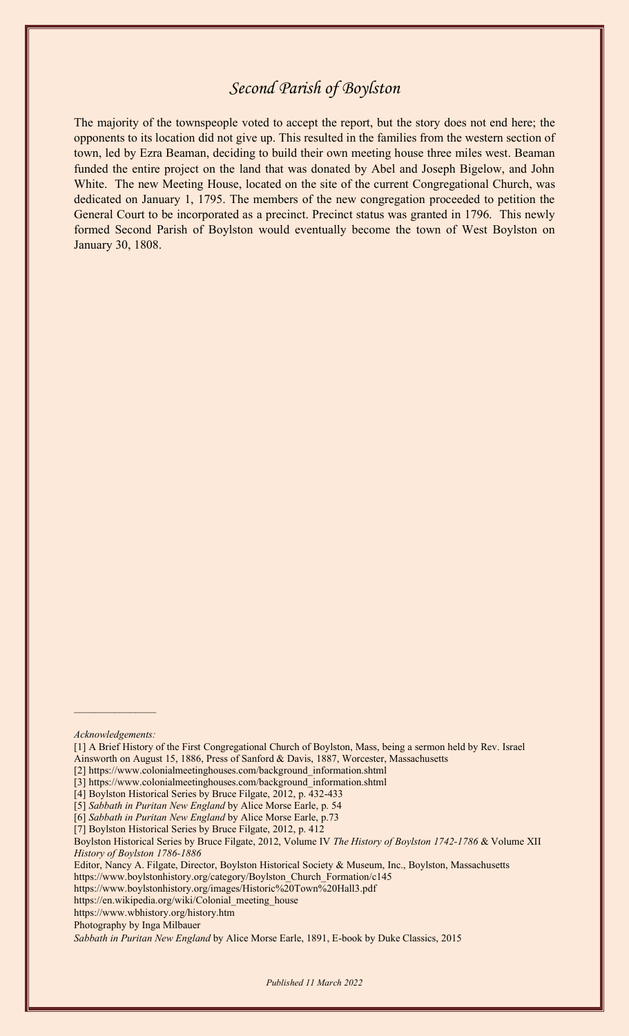## *Second Parish of Boylston*

The majority of the townspeople voted to accept the report, but the story does not end here; the opponents to its location did not give up. This resulted in the families from the western section of town, led by Ezra Beaman, deciding to build their own meeting house three miles west. Beaman funded the entire project on the land that was donated by Abel and Joseph Bigelow, and John White. The new Meeting House, located on the site of the current Congregational Church, was dedicated on January 1, 1795. The members of the new congregation proceeded to petition the General Court to be incorporated as a precinct. Precinct status was granted in 1796. This newly formed Second Parish of Boylston would eventually become the town of West Boylston on January 30, 1808.

---

*Acknowledgements:*

[1] A Brief History of the First Congregational Church of Boylston, Mass, being a sermon held by Rev. Israel Ainsworth on August 15, 1886, Press of Sanford & Davis, 1887, Worcester, Massachusetts

[2] https://www.colonialmeetinghouses.com/background_information.shtml

[3] https://www.colonialmeetinghouses.com/background_information.shtml

[4] Boylston Historical Series by Bruce Filgate, 2012, p. 432-433

[5] *Sabbath in Puritan New England* by Alice Morse Earle, p. 54

[6] *Sabbath in Puritan New England* by Alice Morse Earle, p.73

[7] Boylston Historical Series by Bruce Filgate, 2012, p. 412

Boylston Historical Series by Bruce Filgate, 2012, Volume IV *The History of Boylston 1742-1786* & Volume XII *History of Boylston 1786-1886*

Editor, Nancy A. Filgate, Director, Boylston Historical Society & Museum, Inc., Boylston, Massachusetts

https://www.boylstonhistory.org/category/Boylston_Church_Formation/c145

https://www.boylstonhistory.org/images/Historic%20Town%20Hall3.pdf

https://en.wikipedia.org/wiki/Colonial_meeting_house

https://www.wbhistory.org/history.htm

Photography by Inga Milbauer

*Sabbath in Puritan New England* by Alice Morse Earle, 1891, E-book by Duke Classics, 2015

*Published 11 March 2022*